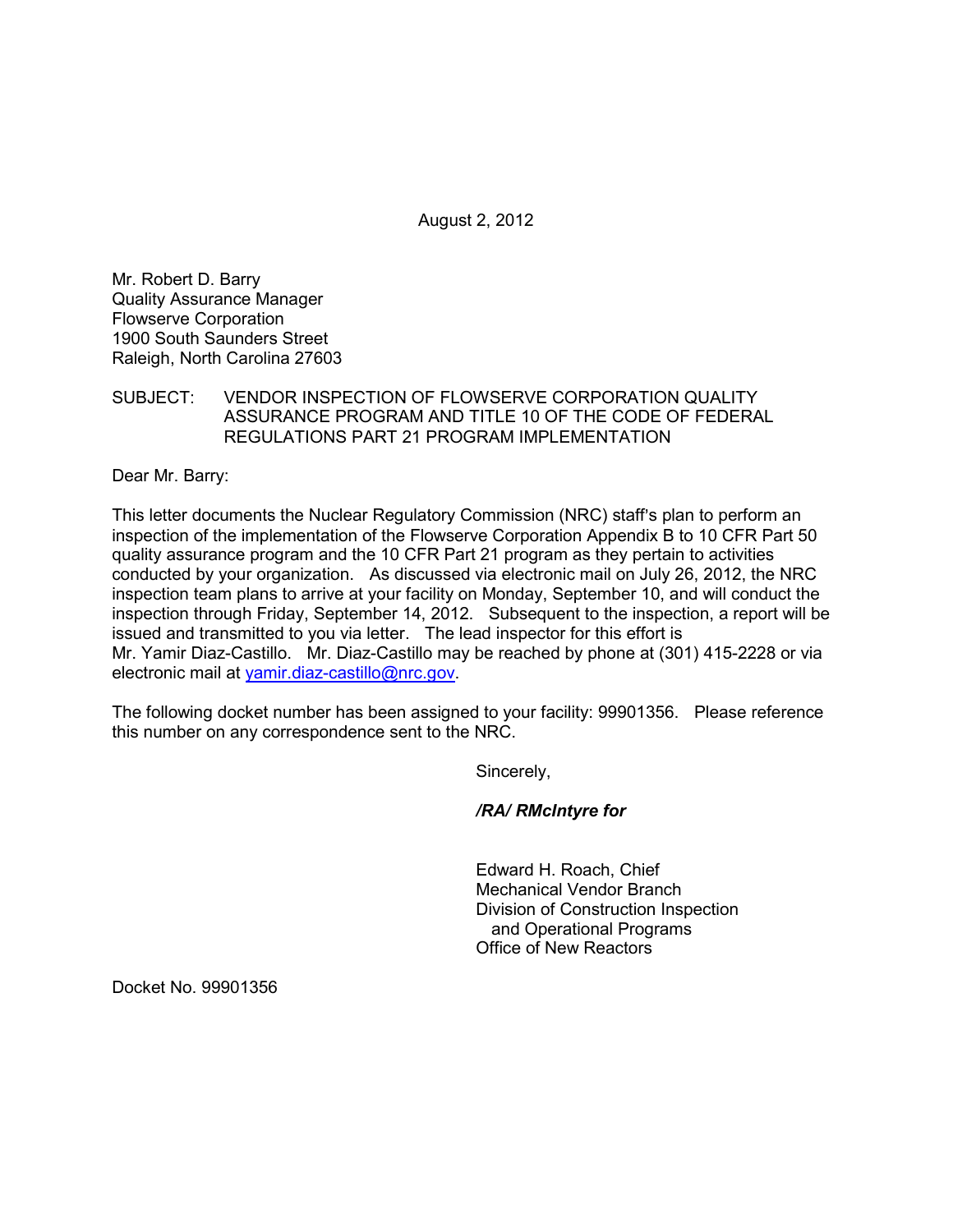August 2, 2012

Mr. Robert D. Barry
Quality Assurance Manager
Flowserve Corporation
1900 South Saunders Street
Raleigh, North Carolina 27603

SUBJECT: VENDOR INSPECTION OF FLOWSERVE CORPORATION QUALITY ASSURANCE PROGRAM AND TITLE 10 OF THE CODE OF FEDERAL REGULATIONS PART 21 PROGRAM IMPLEMENTATION

Dear Mr. Barry:

This letter documents the Nuclear Regulatory Commission (NRC) staff's plan to perform an inspection of the implementation of the Flowserve Corporation Appendix B to 10 CFR Part 50 quality assurance program and the 10 CFR Part 21 program as they pertain to activities conducted by your organization. As discussed via electronic mail on July 26, 2012, the NRC inspection team plans to arrive at your facility on Monday, September 10, and will conduct the inspection through Friday, September 14, 2012. Subsequent to the inspection, a report will be issued and transmitted to you via letter. The lead inspector for this effort is Mr. Yamir Diaz-Castillo. Mr. Diaz-Castillo may be reached by phone at (301) 415-2228 or via electronic mail at yamir.diaz-castillo@nrc.gov.

The following docket number has been assigned to your facility: 99901356. Please reference this number on any correspondence sent to the NRC.

Sincerely,

***/RA/ RMcIntyre for***

Edward H. Roach, Chief
Mechanical Vendor Branch
Division of Construction Inspection
and Operational Programs
Office of New Reactors

Docket No. 99901356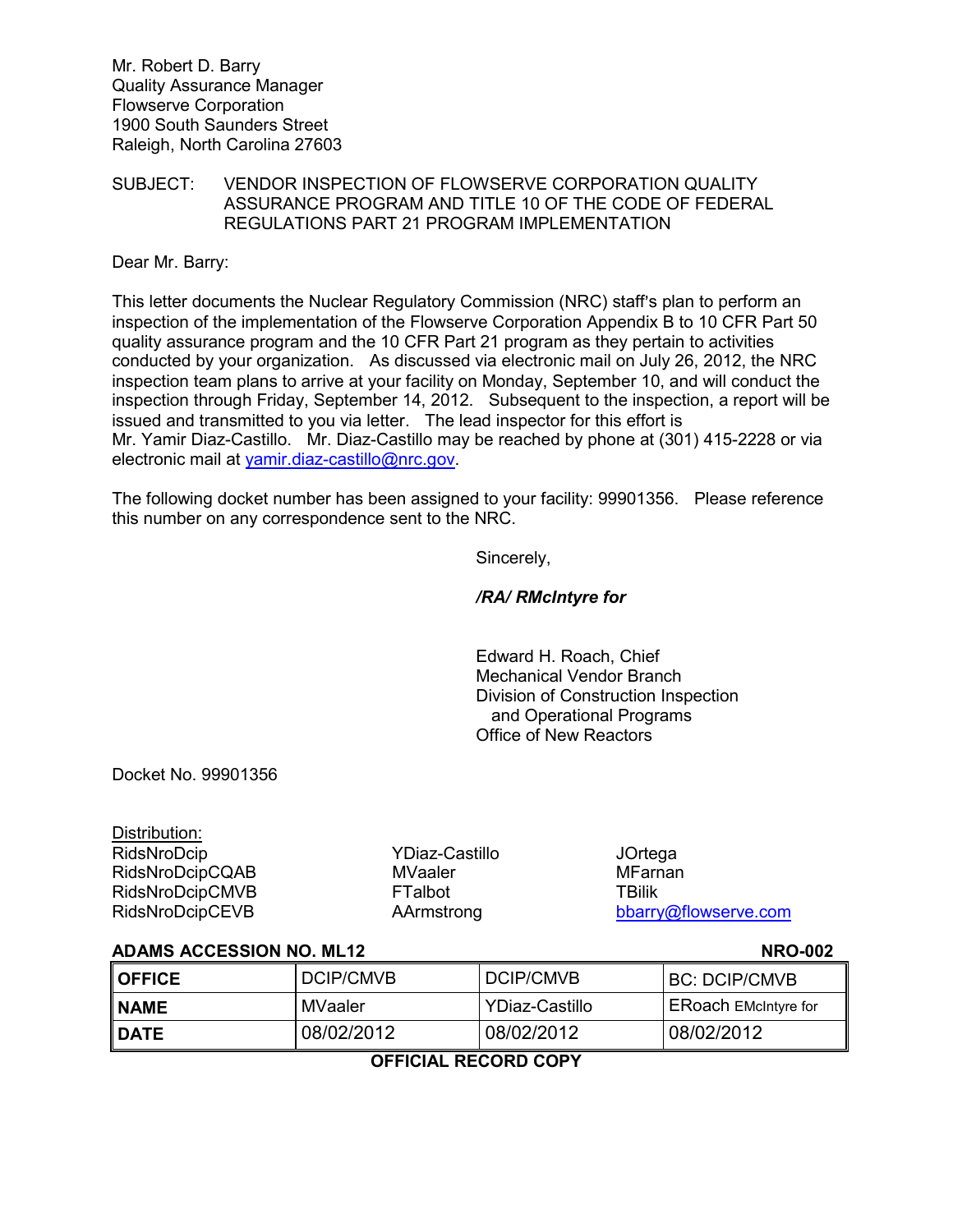Mr. Robert D. Barry
Quality Assurance Manager
Flowserve Corporation
1900 South Saunders Street
Raleigh, North Carolina 27603

SUBJECT: VENDOR INSPECTION OF FLOWSERVE CORPORATION QUALITY ASSURANCE PROGRAM AND TITLE 10 OF THE CODE OF FEDERAL REGULATIONS PART 21 PROGRAM IMPLEMENTATION

Dear Mr. Barry:

This letter documents the Nuclear Regulatory Commission (NRC) staff's plan to perform an inspection of the implementation of the Flowserve Corporation Appendix B to 10 CFR Part 50 quality assurance program and the 10 CFR Part 21 program as they pertain to activities conducted by your organization. As discussed via electronic mail on July 26, 2012, the NRC inspection team plans to arrive at your facility on Monday, September 10, and will conduct the inspection through Friday, September 14, 2012. Subsequent to the inspection, a report will be issued and transmitted to you via letter. The lead inspector for this effort is Mr. Yamir Diaz-Castillo. Mr. Diaz-Castillo may be reached by phone at (301) 415-2228 or via electronic mail at yamir.diaz-castillo@nrc.gov.

The following docket number has been assigned to your facility: 99901356. Please reference this number on any correspondence sent to the NRC.

Sincerely,

***/RA/ RMcIntyre for***

Edward H. Roach, Chief
Mechanical Vendor Branch
Division of Construction Inspection
and Operational Programs
Office of New Reactors

Docket No. 99901356

Distribution:

| | | |
|---|---|---|
| RidsNroDcip | YDiaz-Castillo | JOrtega |
| RidsNroDcipCQAB | MVaaler | MFarnan |
| RidsNroDcipCMVB | FTalbot | TBilik |
| RidsNroDcipCEVB | AArmstrong | bbarry@flowserve.com |

**ADAMS ACCESSION NO. ML12** **NRO-002**

| **OFFICE** | DCIP/CMVB | DCIP/CMVB | BC: DCIP/CMVB |
|---|---|---|---|
| **NAME** | MVaaler | YDiaz-Castillo | ERoach EMcIntyre for |
| **DATE** | 08/02/2012 | 08/02/2012 | 08/02/2012 |

**OFFICIAL RECORD COPY**